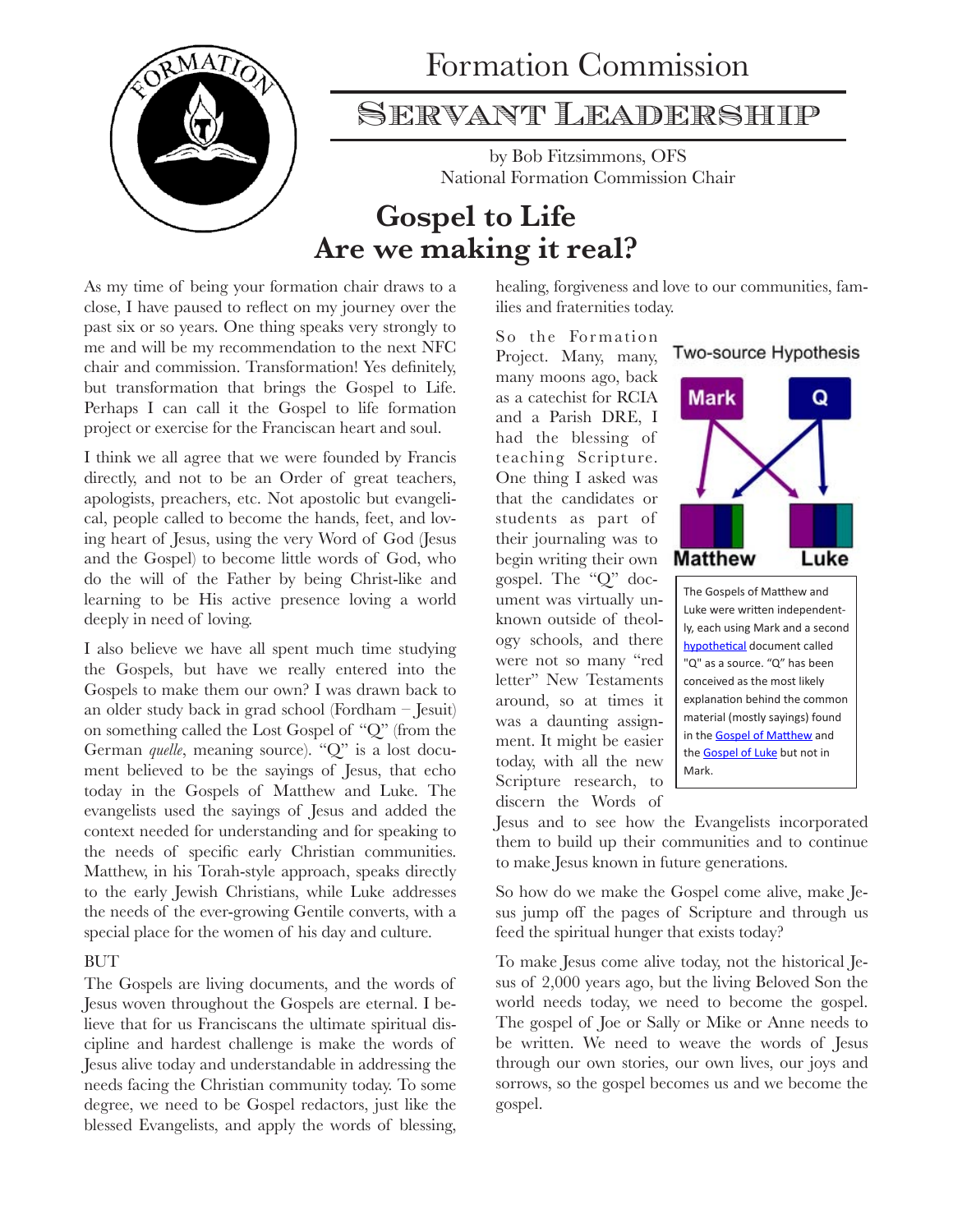# Formation Commission

## Servant Leadership

by Bob Fitzsimmons, OFS
National Formation Commission Chair

# Gospel to Life
# Are we making it real?

As my time of being your formation chair draws to a close, I have paused to reflect on my journey over the past six or so years. One thing speaks very strongly to me and will be my recommendation to the next NFC chair and commission. Transformation! Yes definitely, but transformation that brings the Gospel to Life. Perhaps I can call it the Gospel to life formation project or exercise for the Franciscan heart and soul.

I think we all agree that we were founded by Francis directly, and not to be an Order of great teachers, apologists, preachers, etc. Not apostolic but evangelical, people called to become the hands, feet, and loving heart of Jesus, using the very Word of God (Jesus and the Gospel) to become little words of God, who do the will of the Father by being Christ-like and learning to be His active presence loving a world deeply in need of loving.

I also believe we have all spent much time studying the Gospels, but have we really entered into the Gospels to make them our own? I was drawn back to an older study back in grad school (Fordham – Jesuit) on something called the Lost Gospel of "Q" (from the German *quelle*, meaning source). "Q" is a lost document believed to be the sayings of Jesus, that echo today in the Gospels of Matthew and Luke. The evangelists used the sayings of Jesus and added the context needed for understanding and for speaking to the needs of specific early Christian communities. Matthew, in his Torah-style approach, speaks directly to the early Jewish Christians, while Luke addresses the needs of the ever-growing Gentile converts, with a special place for the women of his day and culture.

BUT

The Gospels are living documents, and the words of Jesus woven throughout the Gospels are eternal. I believe that for us Franciscans the ultimate spiritual discipline and hardest challenge is make the words of Jesus alive today and understandable in addressing the needs facing the Christian community today. To some degree, we need to be Gospel redactors, just like the blessed Evangelists, and apply the words of blessing, healing, forgiveness and love to our communities, families and fraternities today.

So the Formation Project. Many, many, many moons ago, back as a catechist for RCIA and a Parish DRE, I had the blessing of teaching Scripture. One thing I asked was that the candidates or students as part of their journaling was to begin writing their own gospel. The "Q" document was virtually unknown outside of theology schools, and there were not so many "red letter" New Testaments around, so at times it was a daunting assignment. It might be easier today, with all the new Scripture research, to discern the Words of Jesus and to see how the Evangelists incorporated them to build up their communities and to continue to make Jesus known in future generations.

**Two-source Hypothesis**

Mark → Matthew, Luke; Q → Matthew, Luke

The Gospels of Matthew and Luke were written independently, each using Mark and a second hypothetical document called "Q" as a source. "Q" has been conceived as the most likely explanation behind the common material (mostly sayings) found in the Gospel of Matthew and the Gospel of Luke but not in Mark.

So how do we make the Gospel come alive, make Jesus jump off the pages of Scripture and through us feed the spiritual hunger that exists today?

To make Jesus come alive today, not the historical Jesus of 2,000 years ago, but the living Beloved Son the world needs today, we need to become the gospel. The gospel of Joe or Sally or Mike or Anne needs to be written. We need to weave the words of Jesus through our own stories, our own lives, our joys and sorrows, so the gospel becomes us and we become the gospel.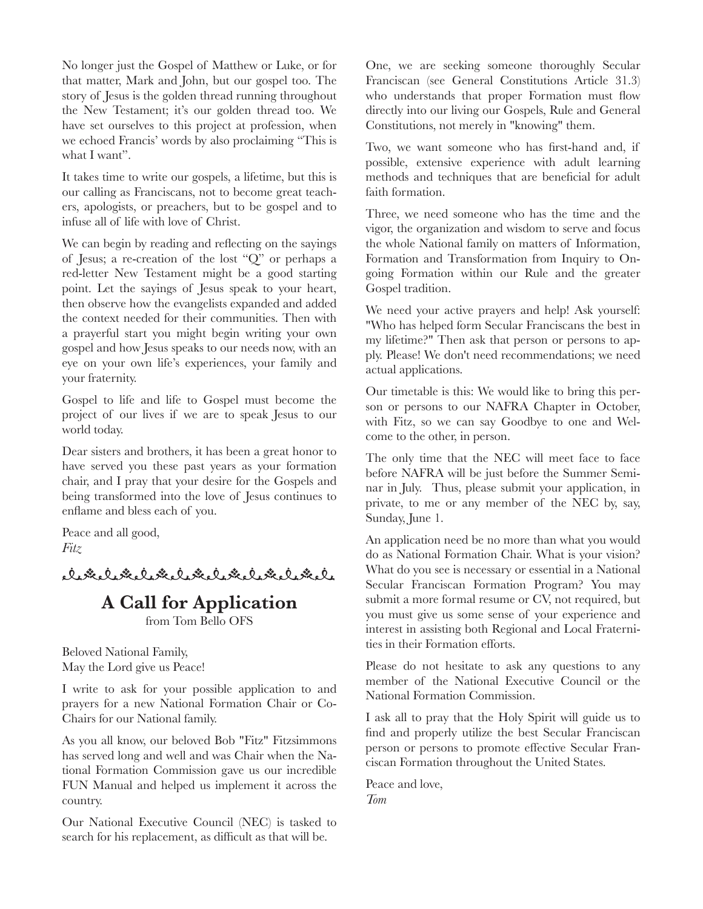No longer just the Gospel of Matthew or Luke, or for that matter, Mark and John, but our gospel too. The story of Jesus is the golden thread running throughout the New Testament; it's our golden thread too. We have set ourselves to this project at profession, when we echoed Francis' words by also proclaiming "This is what I want".

It takes time to write our gospels, a lifetime, but this is our calling as Franciscans, not to become great teachers, apologists, or preachers, but to be gospel and to infuse all of life with love of Christ.

We can begin by reading and reflecting on the sayings of Jesus; a re-creation of the lost "Q" or perhaps a red-letter New Testament might be a good starting point. Let the sayings of Jesus speak to your heart, then observe how the evangelists expanded and added the context needed for their communities. Then with a prayerful start you might begin writing your own gospel and how Jesus speaks to our needs now, with an eye on your own life's experiences, your family and your fraternity.

Gospel to life and life to Gospel must become the project of our lives if we are to speak Jesus to our world today.

Dear sisters and brothers, it has been a great honor to have served you these past years as your formation chair, and I pray that your desire for the Gospels and being transformed into the love of Jesus continues to enflame and bless each of you.

Peace and all good,
*Fitz*

## A Call for Application

from Tom Bello OFS

Beloved National Family,
May the Lord give us Peace!

I write to ask for your possible application to and prayers for a new National Formation Chair or Co-Chairs for our National family.

As you all know, our beloved Bob "Fitz" Fitzsimmons has served long and well and was Chair when the National Formation Commission gave us our incredible FUN Manual and helped us implement it across the country.

Our National Executive Council (NEC) is tasked to search for his replacement, as difficult as that will be.

One, we are seeking someone thoroughly Secular Franciscan (see General Constitutions Article 31.3) who understands that proper Formation must flow directly into our living our Gospels, Rule and General Constitutions, not merely in "knowing" them.

Two, we want someone who has first-hand and, if possible, extensive experience with adult learning methods and techniques that are beneficial for adult faith formation.

Three, we need someone who has the time and the vigor, the organization and wisdom to serve and focus the whole National family on matters of Information, Formation and Transformation from Inquiry to On-going Formation within our Rule and the greater Gospel tradition.

We need your active prayers and help! Ask yourself: "Who has helped form Secular Franciscans the best in my lifetime?" Then ask that person or persons to apply. Please! We don't need recommendations; we need actual applications.

Our timetable is this: We would like to bring this person or persons to our NAFRA Chapter in October, with Fitz, so we can say Goodbye to one and Welcome to the other, in person.

The only time that the NEC will meet face to face before NAFRA will be just before the Summer Seminar in July. Thus, please submit your application, in private, to me or any member of the NEC by, say, Sunday, June 1.

An application need be no more than what you would do as National Formation Chair. What is your vision? What do you see is necessary or essential in a National Secular Franciscan Formation Program? You may submit a more formal resume or CV, not required, but you must give us some sense of your experience and interest in assisting both Regional and Local Fraternities in their Formation efforts.

Please do not hesitate to ask any questions to any member of the National Executive Council or the National Formation Commission.

I ask all to pray that the Holy Spirit will guide us to find and properly utilize the best Secular Franciscan person or persons to promote effective Secular Franciscan Formation throughout the United States.

Peace and love,
*Tom*